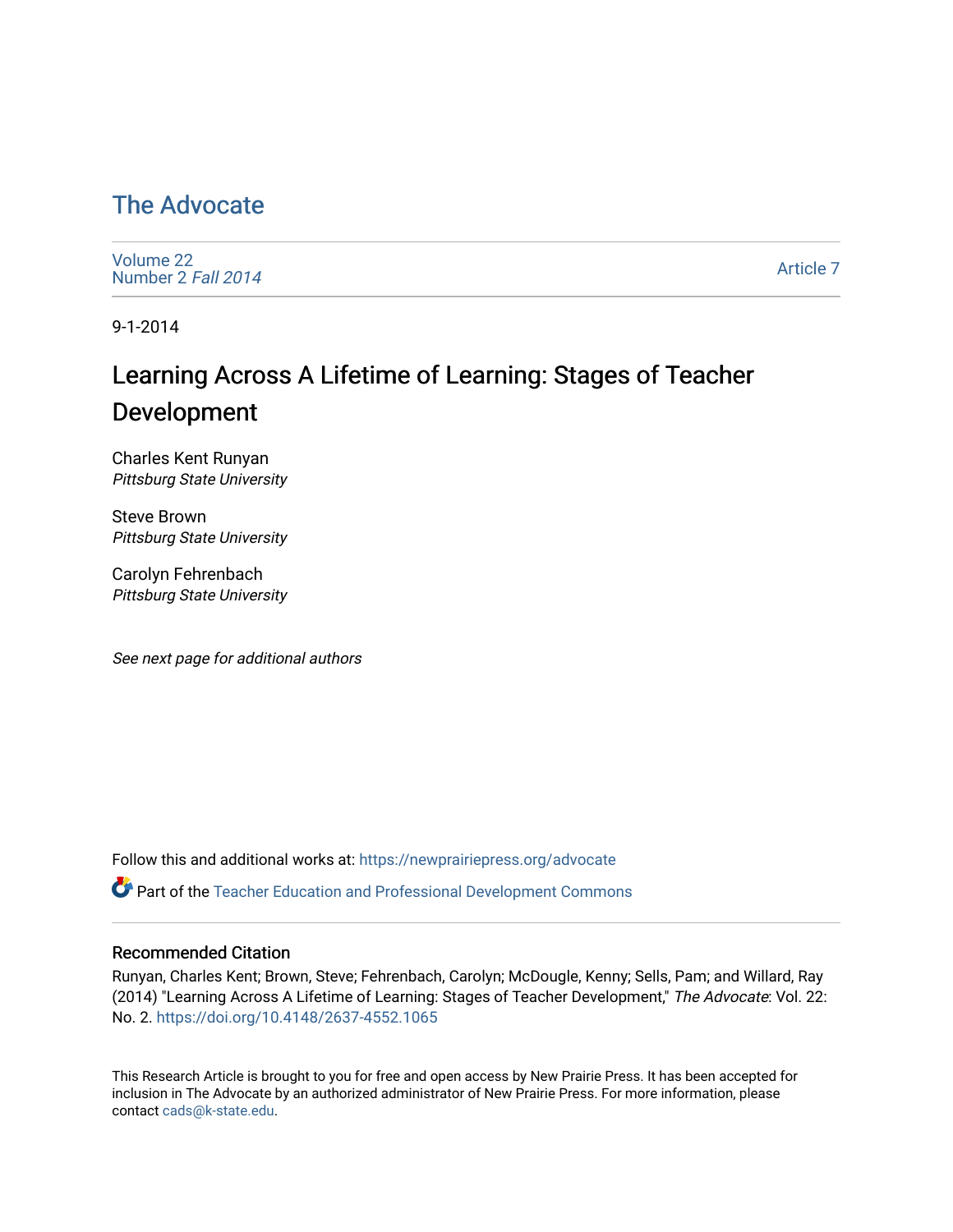# The Advocate

Volume 22
Number 2 *Fall 2014*

Article 7

9-1-2014

## Learning Across A Lifetime of Learning: Stages of Teacher Development

Charles Kent Runyan
*Pittsburg State University*

Steve Brown
*Pittsburg State University*

Carolyn Fehrenbach
*Pittsburg State University*

*See next page for additional authors*

Follow this and additional works at: https://newprairiepress.org/advocate

Part of the Teacher Education and Professional Development Commons

### Recommended Citation

Runyan, Charles Kent; Brown, Steve; Fehrenbach, Carolyn; McDougle, Kenny; Sells, Pam; and Willard, Ray (2014) "Learning Across A Lifetime of Learning: Stages of Teacher Development," *The Advocate*: Vol. 22: No. 2. https://doi.org/10.4148/2637-4552.1065

This Research Article is brought to you for free and open access by New Prairie Press. It has been accepted for inclusion in The Advocate by an authorized administrator of New Prairie Press. For more information, please contact cads@k-state.edu.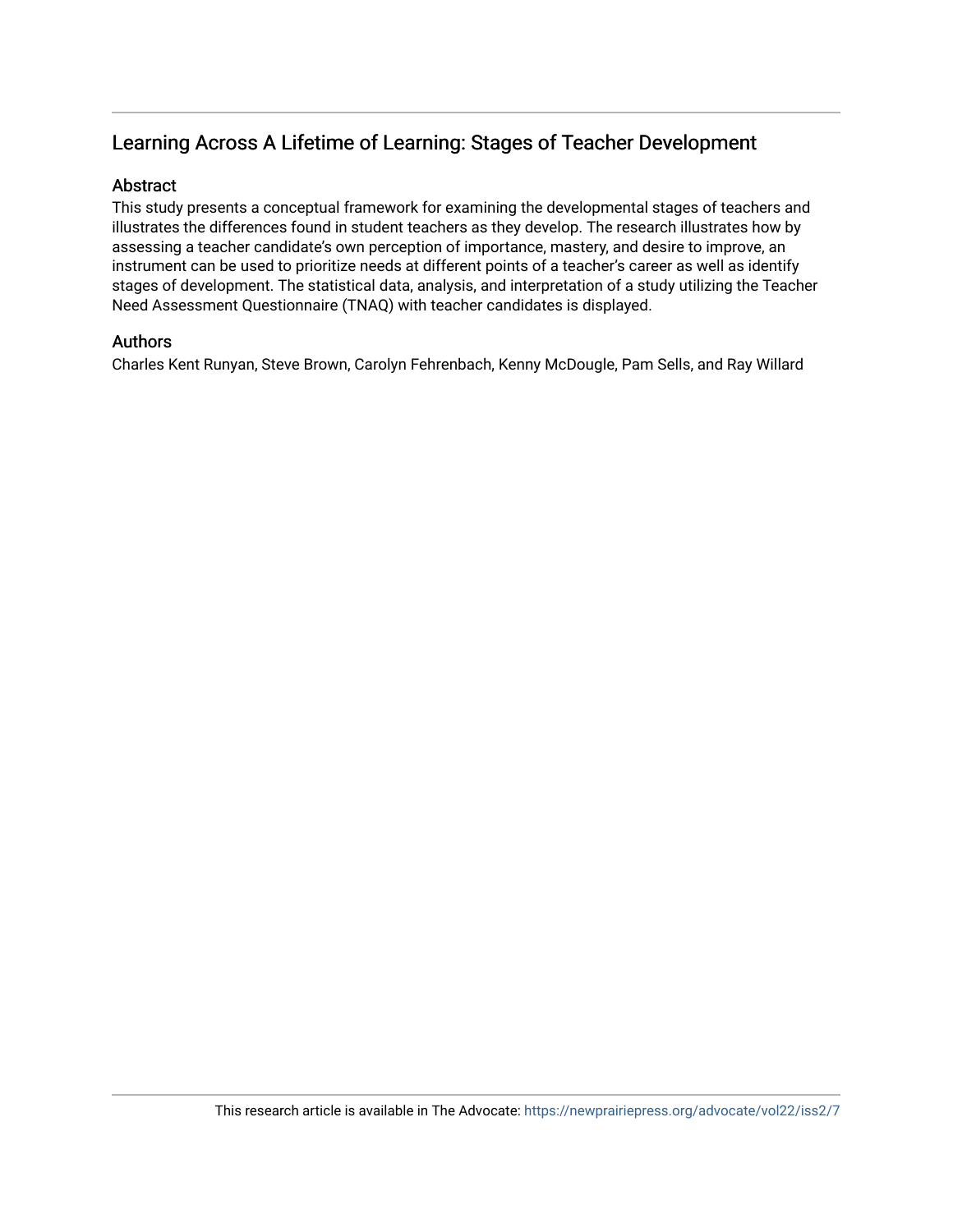## Learning Across A Lifetime of Learning: Stages of Teacher Development

### Abstract

This study presents a conceptual framework for examining the developmental stages of teachers and illustrates the differences found in student teachers as they develop. The research illustrates how by assessing a teacher candidate's own perception of importance, mastery, and desire to improve, an instrument can be used to prioritize needs at different points of a teacher's career as well as identify stages of development. The statistical data, analysis, and interpretation of a study utilizing the Teacher Need Assessment Questionnaire (TNAQ) with teacher candidates is displayed.

### Authors

Charles Kent Runyan, Steve Brown, Carolyn Fehrenbach, Kenny McDougle, Pam Sells, and Ray Willard

This research article is available in The Advocate: https://newprairiepress.org/advocate/vol22/iss2/7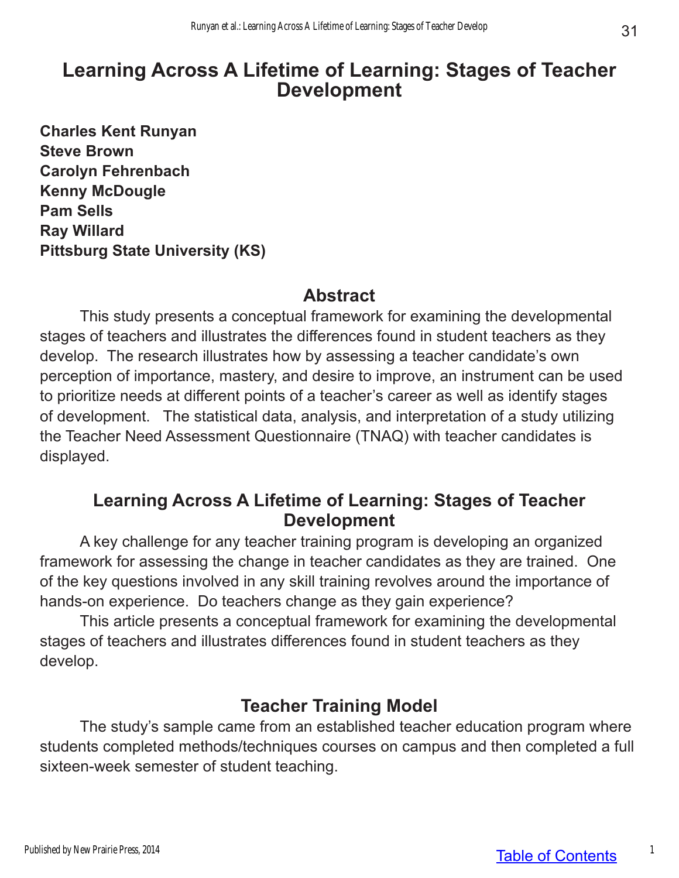# Learning Across A Lifetime of Learning: Stages of Teacher Development

**Charles Kent Runyan**
**Steve Brown**
**Carolyn Fehrenbach**
**Kenny McDougle**
**Pam Sells**
**Ray Willard**
**Pittsburg State University (KS)**

## Abstract

This study presents a conceptual framework for examining the developmental stages of teachers and illustrates the differences found in student teachers as they develop. The research illustrates how by assessing a teacher candidate's own perception of importance, mastery, and desire to improve, an instrument can be used to prioritize needs at different points of a teacher's career as well as identify stages of development. The statistical data, analysis, and interpretation of a study utilizing the Teacher Need Assessment Questionnaire (TNAQ) with teacher candidates is displayed.

## Learning Across A Lifetime of Learning: Stages of Teacher Development

A key challenge for any teacher training program is developing an organized framework for assessing the change in teacher candidates as they are trained. One of the key questions involved in any skill training revolves around the importance of hands-on experience. Do teachers change as they gain experience?

This article presents a conceptual framework for examining the developmental stages of teachers and illustrates differences found in student teachers as they develop.

## Teacher Training Model

The study's sample came from an established teacher education program where students completed methods/techniques courses on campus and then completed a full sixteen-week semester of student teaching.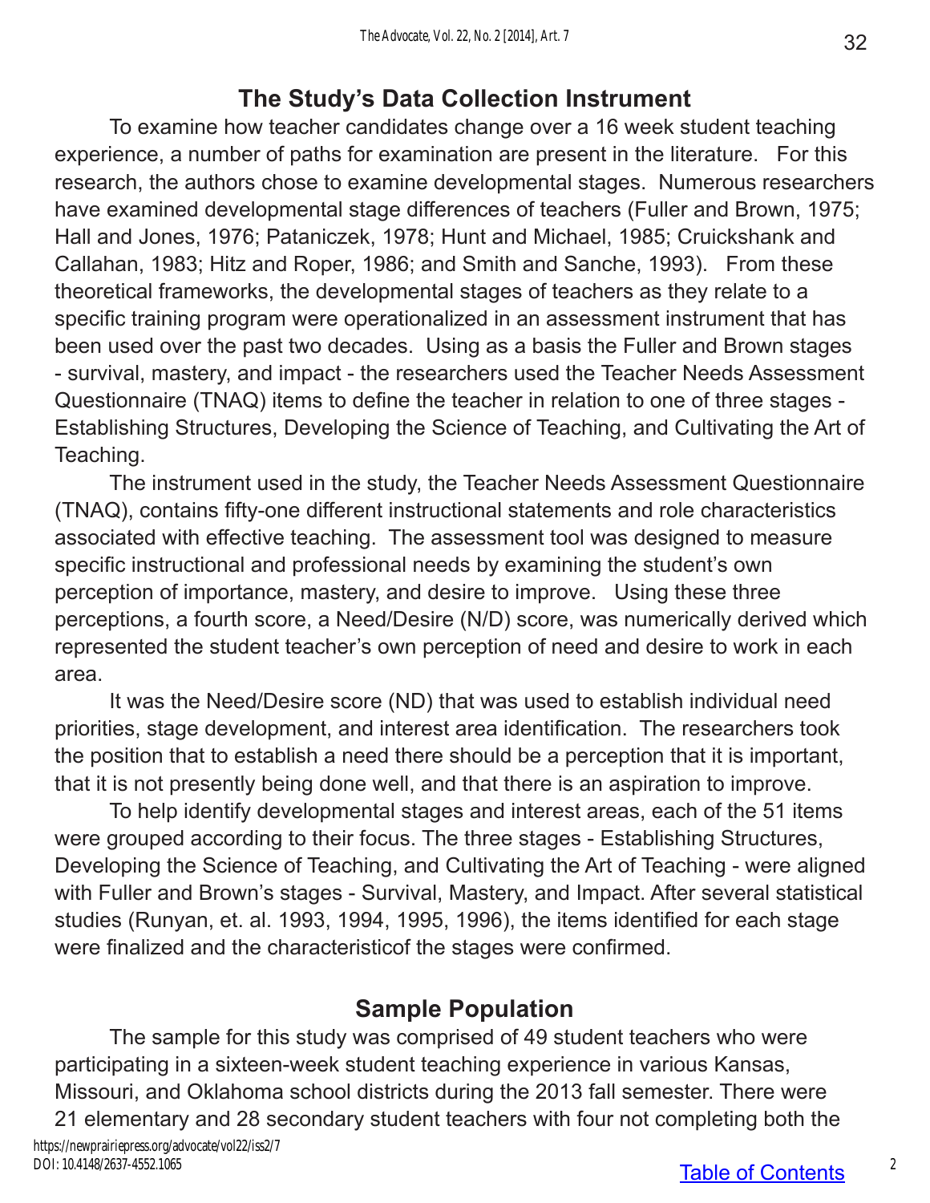## The Study's Data Collection Instrument

To examine how teacher candidates change over a 16 week student teaching experience, a number of paths for examination are present in the literature. For this research, the authors chose to examine developmental stages. Numerous researchers have examined developmental stage differences of teachers (Fuller and Brown, 1975; Hall and Jones, 1976; Pataniczek, 1978; Hunt and Michael, 1985; Cruickshank and Callahan, 1983; Hitz and Roper, 1986; and Smith and Sanche, 1993). From these theoretical frameworks, the developmental stages of teachers as they relate to a specific training program were operationalized in an assessment instrument that has been used over the past two decades. Using as a basis the Fuller and Brown stages - survival, mastery, and impact - the researchers used the Teacher Needs Assessment Questionnaire (TNAQ) items to define the teacher in relation to one of three stages - Establishing Structures, Developing the Science of Teaching, and Cultivating the Art of Teaching.

The instrument used in the study, the Teacher Needs Assessment Questionnaire (TNAQ), contains fifty-one different instructional statements and role characteristics associated with effective teaching. The assessment tool was designed to measure specific instructional and professional needs by examining the student's own perception of importance, mastery, and desire to improve. Using these three perceptions, a fourth score, a Need/Desire (N/D) score, was numerically derived which represented the student teacher's own perception of need and desire to work in each area.

It was the Need/Desire score (ND) that was used to establish individual need priorities, stage development, and interest area identification. The researchers took the position that to establish a need there should be a perception that it is important, that it is not presently being done well, and that there is an aspiration to improve.

To help identify developmental stages and interest areas, each of the 51 items were grouped according to their focus. The three stages - Establishing Structures, Developing the Science of Teaching, and Cultivating the Art of Teaching - were aligned with Fuller and Brown's stages - Survival, Mastery, and Impact. After several statistical studies (Runyan, et. al. 1993, 1994, 1995, 1996), the items identified for each stage were finalized and the characteristicof the stages were confirmed.

## Sample Population

The sample for this study was comprised of 49 student teachers who were participating in a sixteen-week student teaching experience in various Kansas, Missouri, and Oklahoma school districts during the 2013 fall semester. There were 21 elementary and 28 secondary student teachers with four not completing both the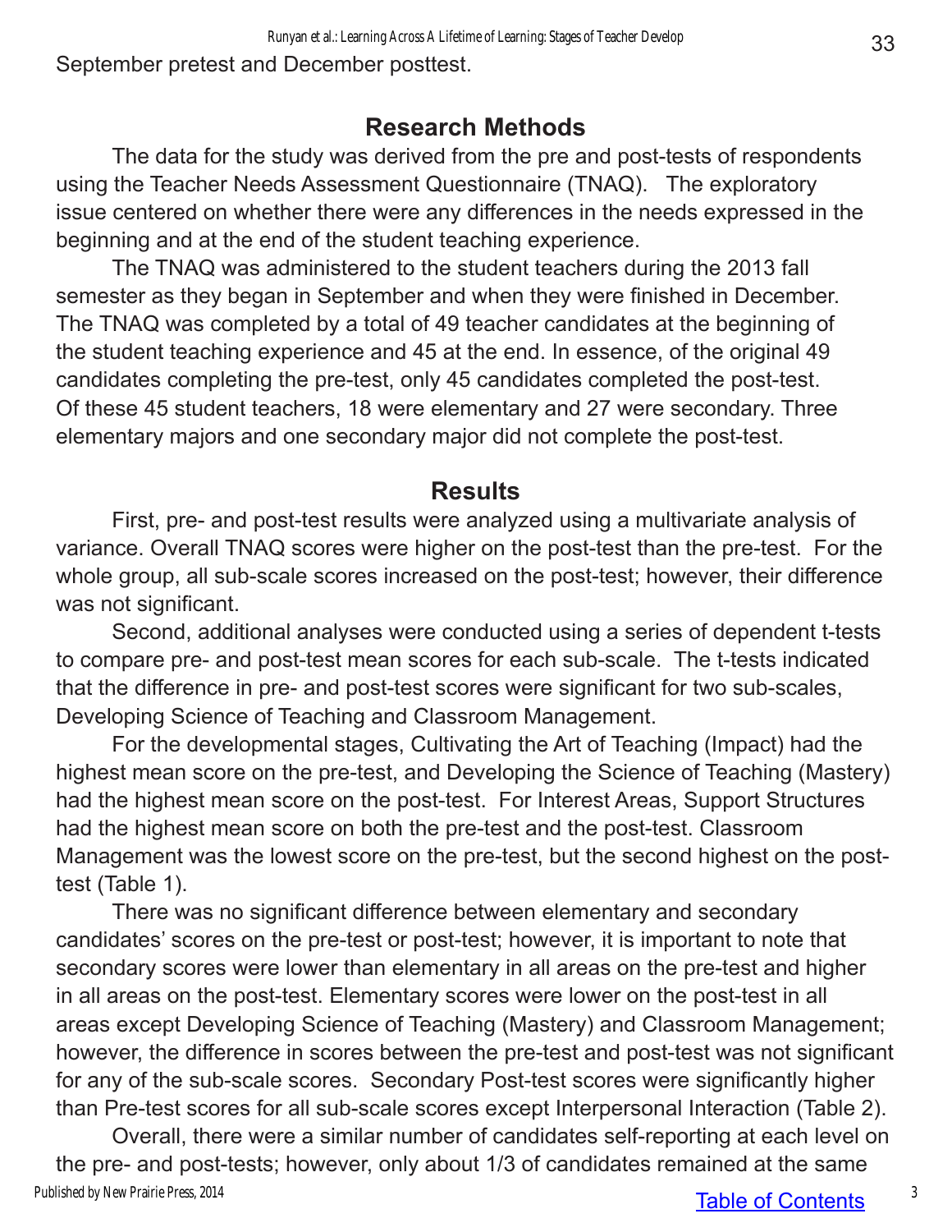September pretest and December posttest.

## Research Methods

The data for the study was derived from the pre and post-tests of respondents using the Teacher Needs Assessment Questionnaire (TNAQ). The exploratory issue centered on whether there were any differences in the needs expressed in the beginning and at the end of the student teaching experience.

The TNAQ was administered to the student teachers during the 2013 fall semester as they began in September and when they were finished in December. The TNAQ was completed by a total of 49 teacher candidates at the beginning of the student teaching experience and 45 at the end. In essence, of the original 49 candidates completing the pre-test, only 45 candidates completed the post-test. Of these 45 student teachers, 18 were elementary and 27 were secondary. Three elementary majors and one secondary major did not complete the post-test.

## Results

First, pre- and post-test results were analyzed using a multivariate analysis of variance. Overall TNAQ scores were higher on the post-test than the pre-test. For the whole group, all sub-scale scores increased on the post-test; however, their difference was not significant.

Second, additional analyses were conducted using a series of dependent t-tests to compare pre- and post-test mean scores for each sub-scale. The t-tests indicated that the difference in pre- and post-test scores were significant for two sub-scales, Developing Science of Teaching and Classroom Management.

For the developmental stages, Cultivating the Art of Teaching (Impact) had the highest mean score on the pre-test, and Developing the Science of Teaching (Mastery) had the highest mean score on the post-test. For Interest Areas, Support Structures had the highest mean score on both the pre-test and the post-test. Classroom Management was the lowest score on the pre-test, but the second highest on the post-test (Table 1).

There was no significant difference between elementary and secondary candidates' scores on the pre-test or post-test; however, it is important to note that secondary scores were lower than elementary in all areas on the pre-test and higher in all areas on the post-test. Elementary scores were lower on the post-test in all areas except Developing Science of Teaching (Mastery) and Classroom Management; however, the difference in scores between the pre-test and post-test was not significant for any of the sub-scale scores. Secondary Post-test scores were significantly higher than Pre-test scores for all sub-scale scores except Interpersonal Interaction (Table 2).

Overall, there were a similar number of candidates self-reporting at each level on the pre- and post-tests; however, only about 1/3 of candidates remained at the same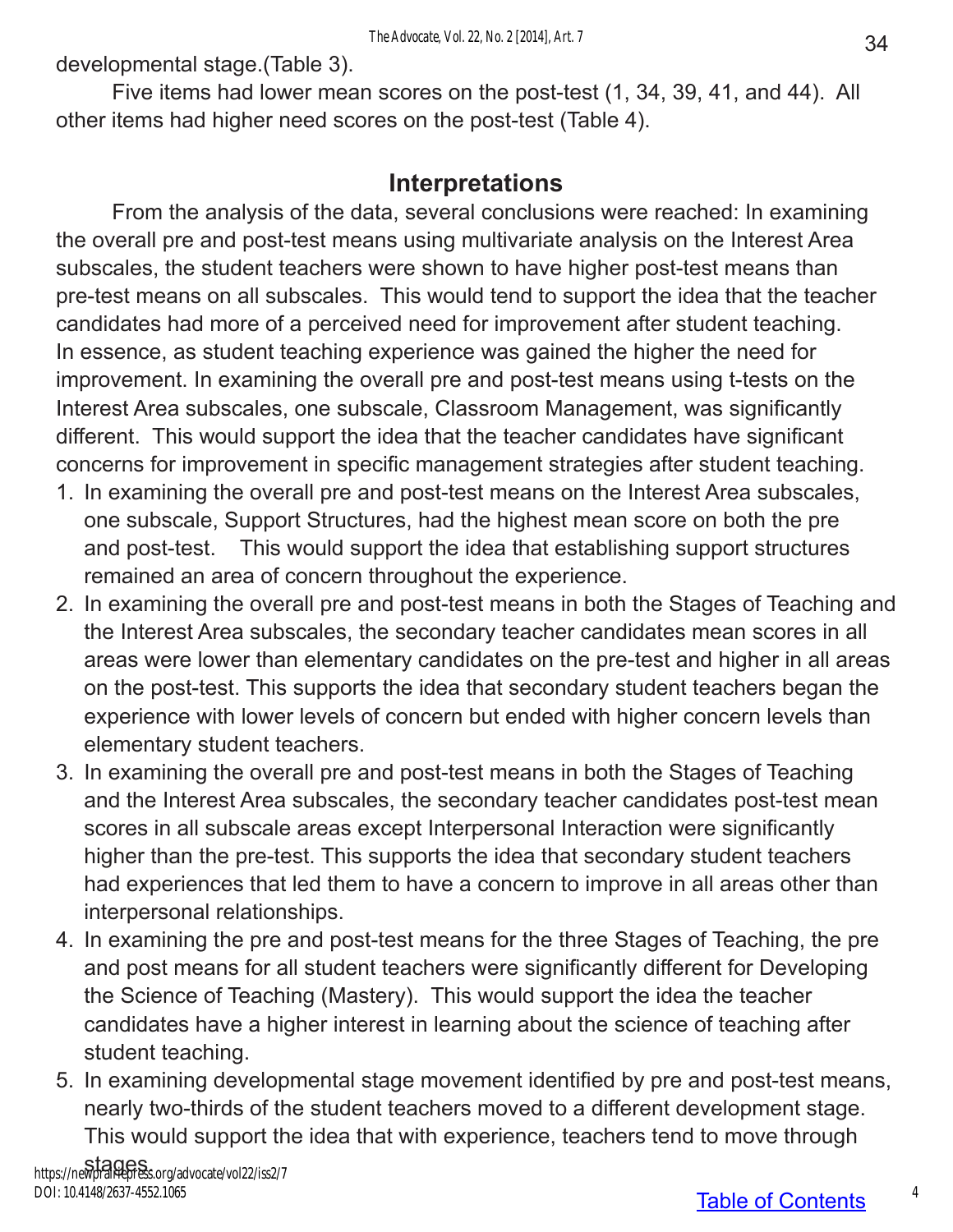developmental stage.(Table 3).

Five items had lower mean scores on the post-test (1, 34, 39, 41, and 44). All other items had higher need scores on the post-test (Table 4).

## Interpretations

From the analysis of the data, several conclusions were reached: In examining the overall pre and post-test means using multivariate analysis on the Interest Area subscales, the student teachers were shown to have higher post-test means than pre-test means on all subscales. This would tend to support the idea that the teacher candidates had more of a perceived need for improvement after student teaching. In essence, as student teaching experience was gained the higher the need for improvement. In examining the overall pre and post-test means using t-tests on the Interest Area subscales, one subscale, Classroom Management, was significantly different. This would support the idea that the teacher candidates have significant concerns for improvement in specific management strategies after student teaching.

1. In examining the overall pre and post-test means on the Interest Area subscales, one subscale, Support Structures, had the highest mean score on both the pre and post-test. This would support the idea that establishing support structures remained an area of concern throughout the experience.
2. In examining the overall pre and post-test means in both the Stages of Teaching and the Interest Area subscales, the secondary teacher candidates mean scores in all areas were lower than elementary candidates on the pre-test and higher in all areas on the post-test. This supports the idea that secondary student teachers began the experience with lower levels of concern but ended with higher concern levels than elementary student teachers.
3. In examining the overall pre and post-test means in both the Stages of Teaching and the Interest Area subscales, the secondary teacher candidates post-test mean scores in all subscale areas except Interpersonal Interaction were significantly higher than the pre-test. This supports the idea that secondary student teachers had experiences that led them to have a concern to improve in all areas other than interpersonal relationships.
4. In examining the pre and post-test means for the three Stages of Teaching, the pre and post means for all student teachers were significantly different for Developing the Science of Teaching (Mastery). This would support the idea the teacher candidates have a higher interest in learning about the science of teaching after student teaching.
5. In examining developmental stage movement identified by pre and post-test means, nearly two-thirds of the student teachers moved to a different development stage. This would support the idea that with experience, teachers tend to move through stages.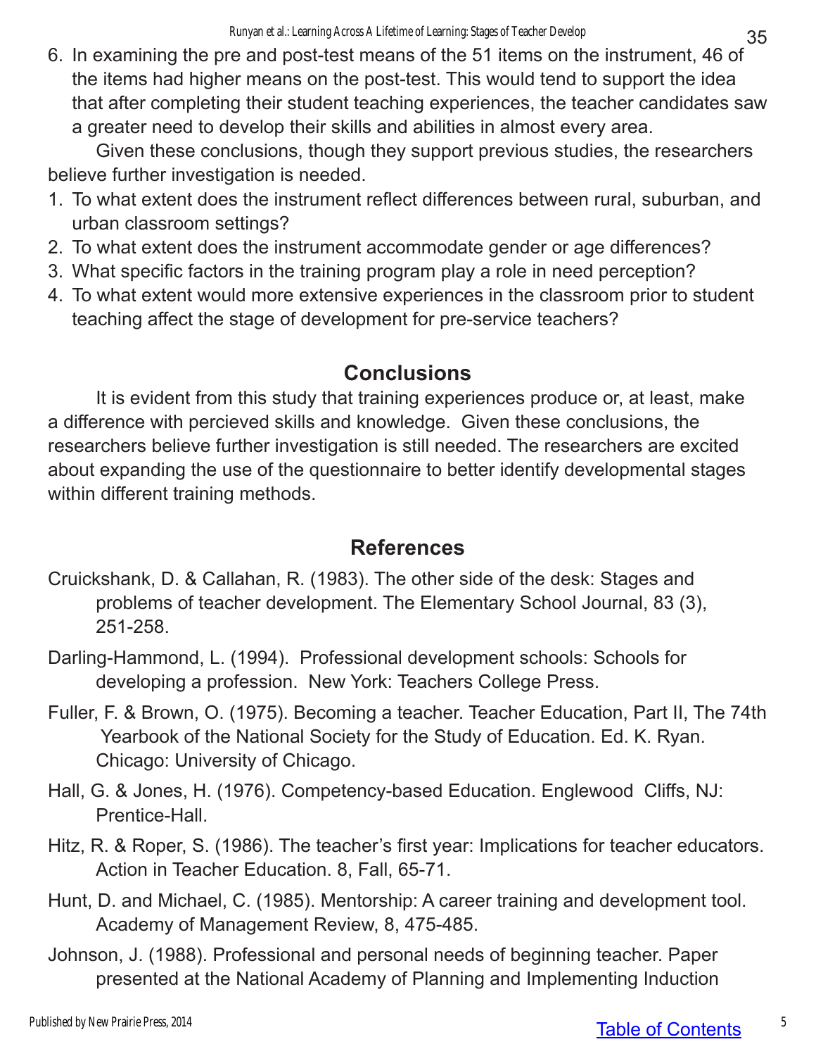6. In examining the pre and post-test means of the 51 items on the instrument, 46 of the items had higher means on the post-test. This would tend to support the idea that after completing their student teaching experiences, the teacher candidates saw a greater need to develop their skills and abilities in almost every area.

Given these conclusions, though they support previous studies, the researchers believe further investigation is needed.

1. To what extent does the instrument reflect differences between rural, suburban, and urban classroom settings?
2. To what extent does the instrument accommodate gender or age differences?
3. What specific factors in the training program play a role in need perception?
4. To what extent would more extensive experiences in the classroom prior to student teaching affect the stage of development for pre-service teachers?

## Conclusions

It is evident from this study that training experiences produce or, at least, make a difference with percieved skills and knowledge. Given these conclusions, the researchers believe further investigation is still needed. The researchers are excited about expanding the use of the questionnaire to better identify developmental stages within different training methods.

## References

Cruickshank, D. & Callahan, R. (1983). The other side of the desk: Stages and problems of teacher development. The Elementary School Journal, 83 (3), 251-258.

Darling-Hammond, L. (1994). Professional development schools: Schools for developing a profession. New York: Teachers College Press.

Fuller, F. & Brown, O. (1975). Becoming a teacher. Teacher Education, Part II, The 74th Yearbook of the National Society for the Study of Education. Ed. K. Ryan. Chicago: University of Chicago.

Hall, G. & Jones, H. (1976). Competency-based Education. Englewood Cliffs, NJ: Prentice-Hall.

Hitz, R. & Roper, S. (1986). The teacher's first year: Implications for teacher educators. Action in Teacher Education. 8, Fall, 65-71.

Hunt, D. and Michael, C. (1985). Mentorship: A career training and development tool. Academy of Management Review, 8, 475-485.

Johnson, J. (1988). Professional and personal needs of beginning teacher. Paper presented at the National Academy of Planning and Implementing Induction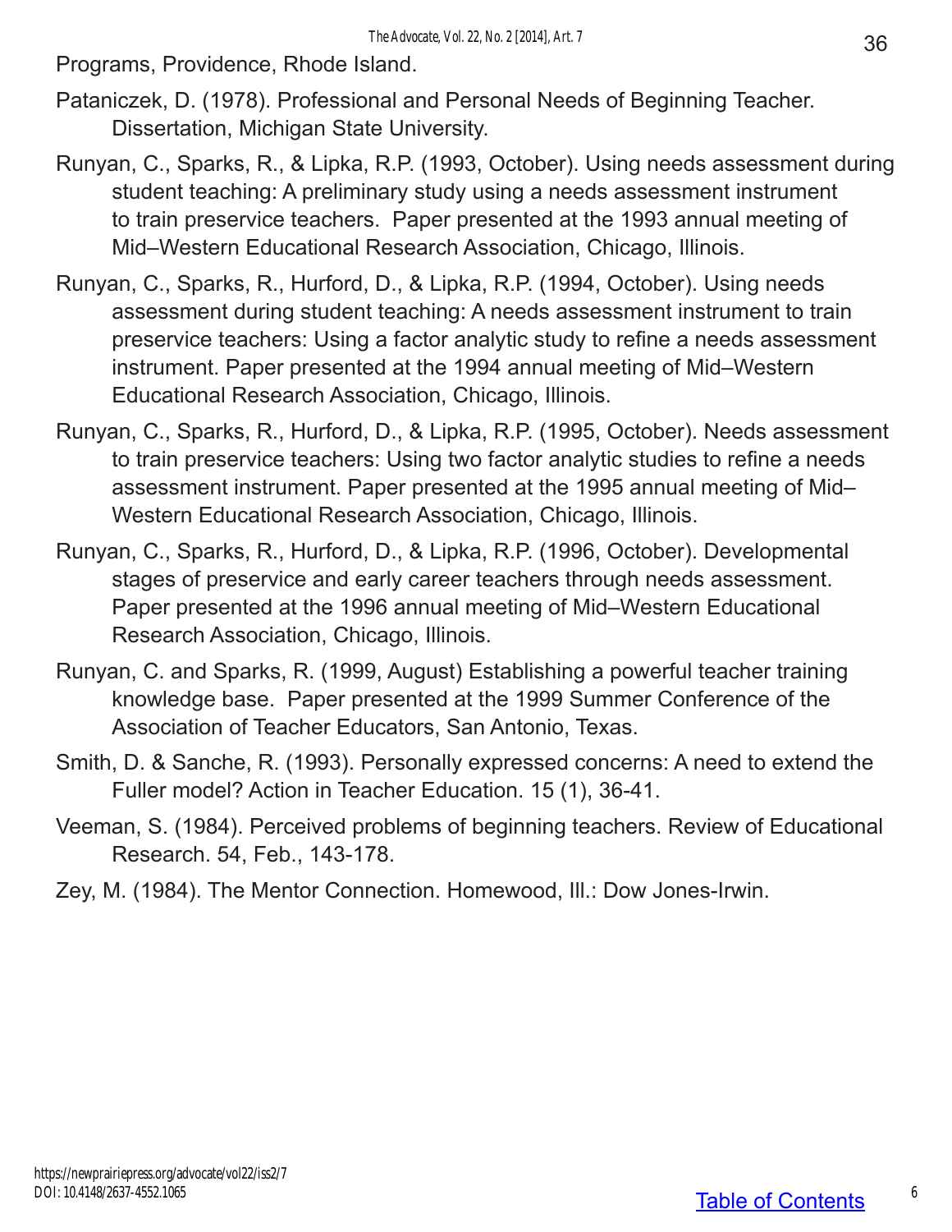Programs, Providence, Rhode Island.

Pataniczek, D. (1978). Professional and Personal Needs of Beginning Teacher. Dissertation, Michigan State University.

Runyan, C., Sparks, R., & Lipka, R.P. (1993, October). Using needs assessment during student teaching: A preliminary study using a needs assessment instrument to train preservice teachers. Paper presented at the 1993 annual meeting of Mid–Western Educational Research Association, Chicago, Illinois.

Runyan, C., Sparks, R., Hurford, D., & Lipka, R.P. (1994, October). Using needs assessment during student teaching: A needs assessment instrument to train preservice teachers: Using a factor analytic study to refine a needs assessment instrument. Paper presented at the 1994 annual meeting of Mid–Western Educational Research Association, Chicago, Illinois.

Runyan, C., Sparks, R., Hurford, D., & Lipka, R.P. (1995, October). Needs assessment to train preservice teachers: Using two factor analytic studies to refine a needs assessment instrument. Paper presented at the 1995 annual meeting of Mid–Western Educational Research Association, Chicago, Illinois.

Runyan, C., Sparks, R., Hurford, D., & Lipka, R.P. (1996, October). Developmental stages of preservice and early career teachers through needs assessment. Paper presented at the 1996 annual meeting of Mid–Western Educational Research Association, Chicago, Illinois.

Runyan, C. and Sparks, R. (1999, August) Establishing a powerful teacher training knowledge base. Paper presented at the 1999 Summer Conference of the Association of Teacher Educators, San Antonio, Texas.

Smith, D. & Sanche, R. (1993). Personally expressed concerns: A need to extend the Fuller model? Action in Teacher Education. 15 (1), 36-41.

Veeman, S. (1984). Perceived problems of beginning teachers. Review of Educational Research. 54, Feb., 143-178.

Zey, M. (1984). The Mentor Connection. Homewood, Ill.: Dow Jones-Irwin.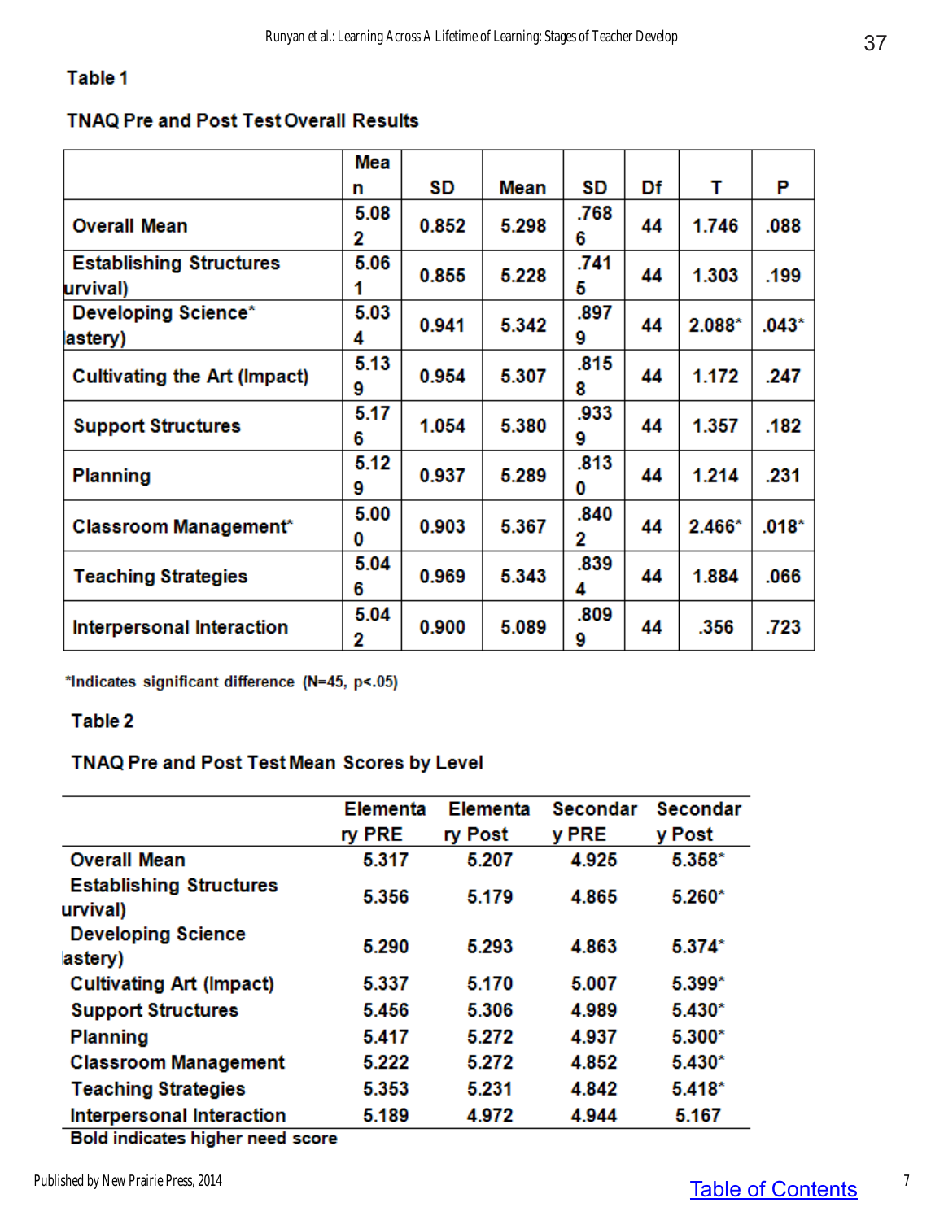Table 1

TNAQ Pre and Post Test Overall Results

| | Mean | SD | Mean | SD | Df | T | P |
|---|---|---|---|---|---|---|---|
| Overall Mean | 5.082 | 0.852 | 5.298 | .7686 | 44 | 1.746 | .088 |
| Establishing Structures urvival) | 5.061 | 0.855 | 5.228 | .7415 | 44 | 1.303 | .199 |
| Developing Science* astery) | 5.034 | 0.941 | 5.342 | .8979 | 44 | 2.088* | .043* |
| Cultivating the Art (Impact) | 5.139 | 0.954 | 5.307 | .8158 | 44 | 1.172 | .247 |
| Support Structures | 5.176 | 1.054 | 5.380 | .9339 | 44 | 1.357 | .182 |
| Planning | 5.129 | 0.937 | 5.289 | .8130 | 44 | 1.214 | .231 |
| Classroom Management* | 5.000 | 0.903 | 5.367 | .8402 | 44 | 2.466* | .018* |
| Teaching Strategies | 5.046 | 0.969 | 5.343 | .8394 | 44 | 1.884 | .066 |
| Interpersonal Interaction | 5.042 | 0.900 | 5.089 | .8099 | 44 | .356 | .723 |

*Indicates significant difference (N=45, $p<.05$)

Table 2

TNAQ Pre and Post Test Mean Scores by Level

| | Elementary PRE | Elementary Post | Secondary PRE | Secondary Post |
|---|---|---|---|---|
| Overall Mean | 5.317 | 5.207 | 4.925 | 5.358* |
| Establishing Structures urvival) | 5.356 | 5.179 | 4.865 | 5.260* |
| Developing Science astery) | 5.290 | 5.293 | 4.863 | 5.374* |
| Cultivating Art (Impact) | 5.337 | 5.170 | 5.007 | 5.399* |
| Support Structures | 5.456 | 5.306 | 4.989 | 5.430* |
| Planning | 5.417 | 5.272 | 4.937 | 5.300* |
| Classroom Management | 5.222 | 5.272 | 4.852 | 5.430* |
| Teaching Strategies | 5.353 | 5.231 | 4.842 | 5.418* |
| Interpersonal Interaction | 5.189 | 4.972 | 4.944 | 5.167 |

Bold indicates higher need score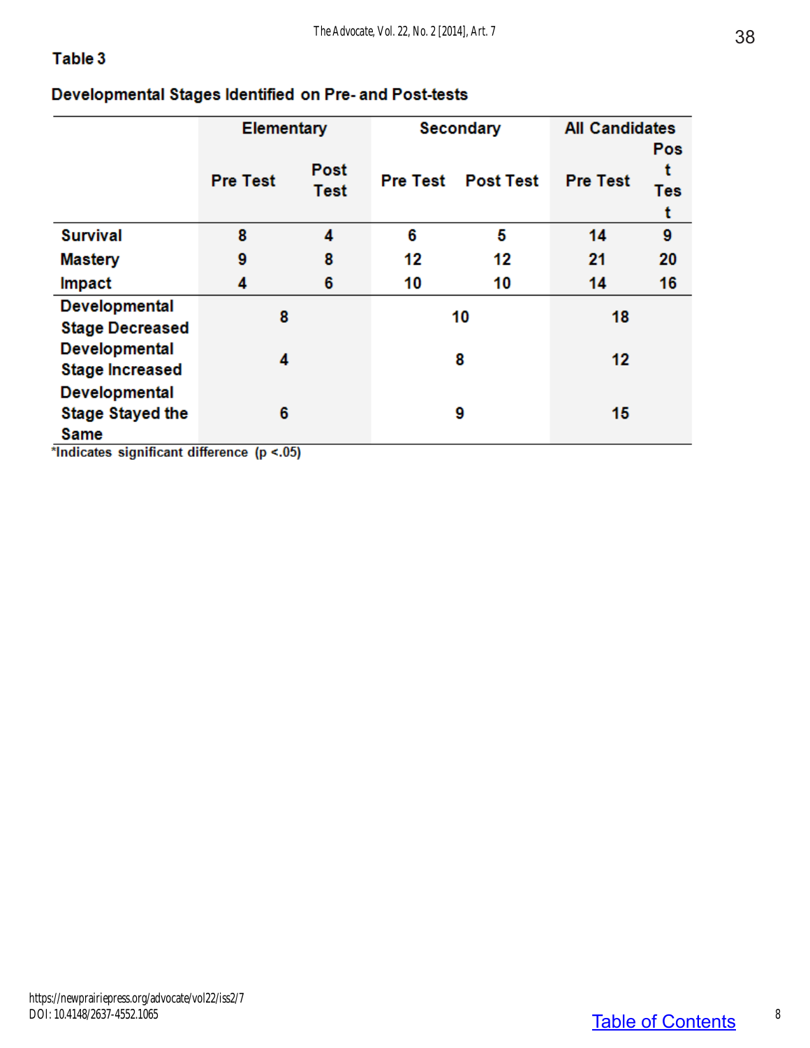**Table 3**

**Developmental Stages Identified on Pre- and Post-tests**

| | Elementary | | Secondary | | All Candidates | |
|---|---|---|---|---|---|---|
| | Pre Test | Post Test | Pre Test | Post Test | Pre Test | Post Test |
| Survival | 8 | 4 | 6 | 5 | 14 | 9 |
| Mastery | 9 | 8 | 12 | 12 | 21 | 20 |
| Impact | 4 | 6 | 10 | 10 | 14 | 16 |
| Developmental Stage Decreased | 8 | | 10 | | 18 | |
| Developmental Stage Increased | 4 | | 8 | | 12 | |
| Developmental Stage Stayed the Same | 6 | | 9 | | 15 | |

*Indicates significant difference ($p < .05$)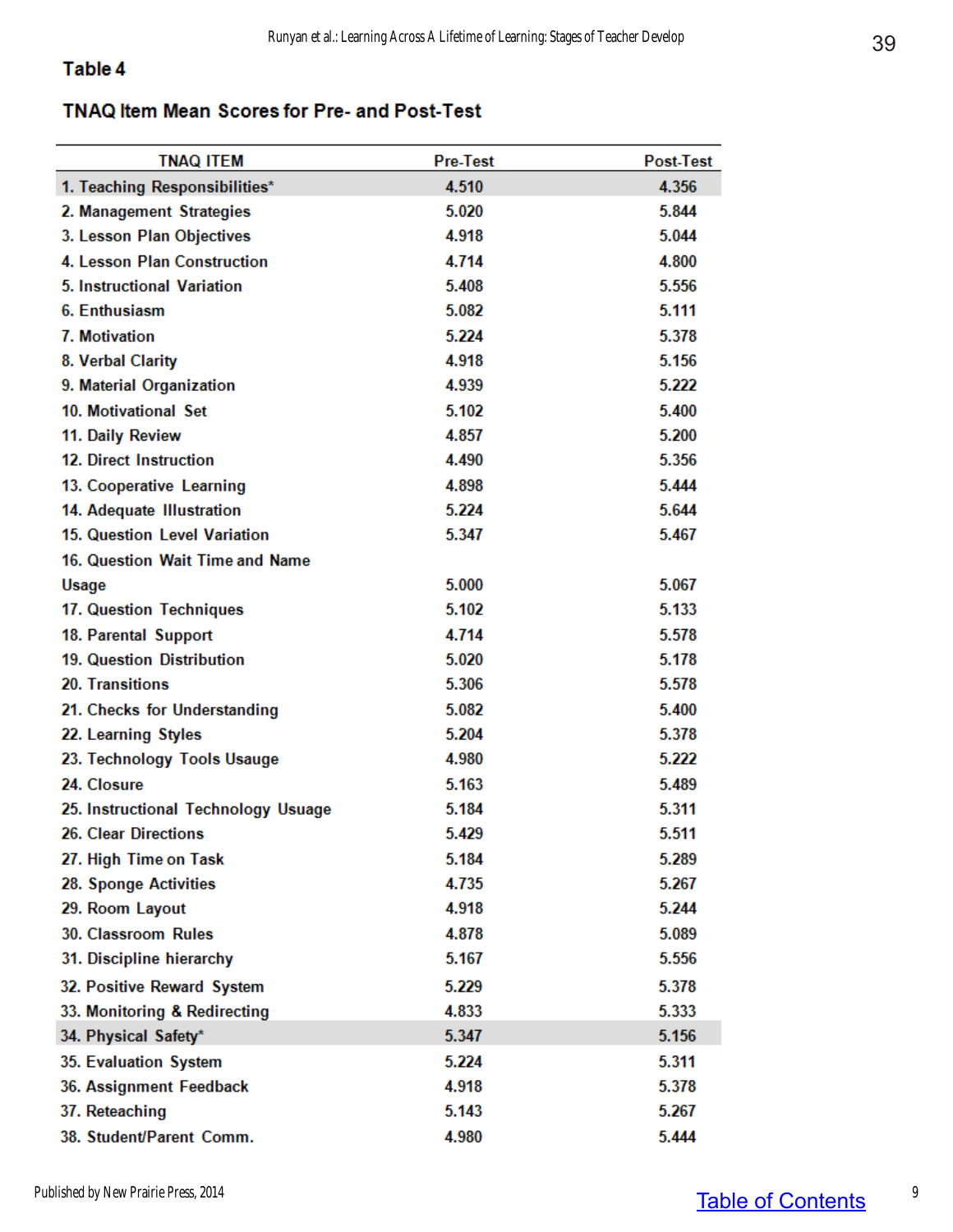**Table 4**

**TNAQ Item Mean Scores for Pre- and Post-Test**

| TNAQ ITEM | Pre-Test | Post-Test |
|---|---|---|
| 1. Teaching Responsibilities* | 4.510 | 4.356 |
| 2. Management Strategies | 5.020 | 5.844 |
| 3. Lesson Plan Objectives | 4.918 | 5.044 |
| 4. Lesson Plan Construction | 4.714 | 4.800 |
| 5. Instructional Variation | 5.408 | 5.556 |
| 6. Enthusiasm | 5.082 | 5.111 |
| 7. Motivation | 5.224 | 5.378 |
| 8. Verbal Clarity | 4.918 | 5.156 |
| 9. Material Organization | 4.939 | 5.222 |
| 10. Motivational Set | 5.102 | 5.400 |
| 11. Daily Review | 4.857 | 5.200 |
| 12. Direct Instruction | 4.490 | 5.356 |
| 13. Cooperative Learning | 4.898 | 5.444 |
| 14. Adequate Illustration | 5.224 | 5.644 |
| 15. Question Level Variation | 5.347 | 5.467 |
| 16. Question Wait Time and Name Usage | 5.000 | 5.067 |
| 17. Question Techniques | 5.102 | 5.133 |
| 18. Parental Support | 4.714 | 5.578 |
| 19. Question Distribution | 5.020 | 5.178 |
| 20. Transitions | 5.306 | 5.578 |
| 21. Checks for Understanding | 5.082 | 5.400 |
| 22. Learning Styles | 5.204 | 5.378 |
| 23. Technology Tools Usauge | 4.980 | 5.222 |
| 24. Closure | 5.163 | 5.489 |
| 25. Instructional Technology Usage | 5.184 | 5.311 |
| 26. Clear Directions | 5.429 | 5.511 |
| 27. High Time on Task | 5.184 | 5.289 |
| 28. Sponge Activities | 4.735 | 5.267 |
| 29. Room Layout | 4.918 | 5.244 |
| 30. Classroom Rules | 4.878 | 5.089 |
| 31. Discipline hierarchy | 5.167 | 5.556 |
| 32. Positive Reward System | 5.229 | 5.378 |
| 33. Monitoring & Redirecting | 4.833 | 5.333 |
| 34. Physical Safety* | 5.347 | 5.156 |
| 35. Evaluation System | 5.224 | 5.311 |
| 36. Assignment Feedback | 4.918 | 5.378 |
| 37. Reteaching | 5.143 | 5.267 |
| 38. Student/Parent Comm. | 4.980 | 5.444 |

Table of Contents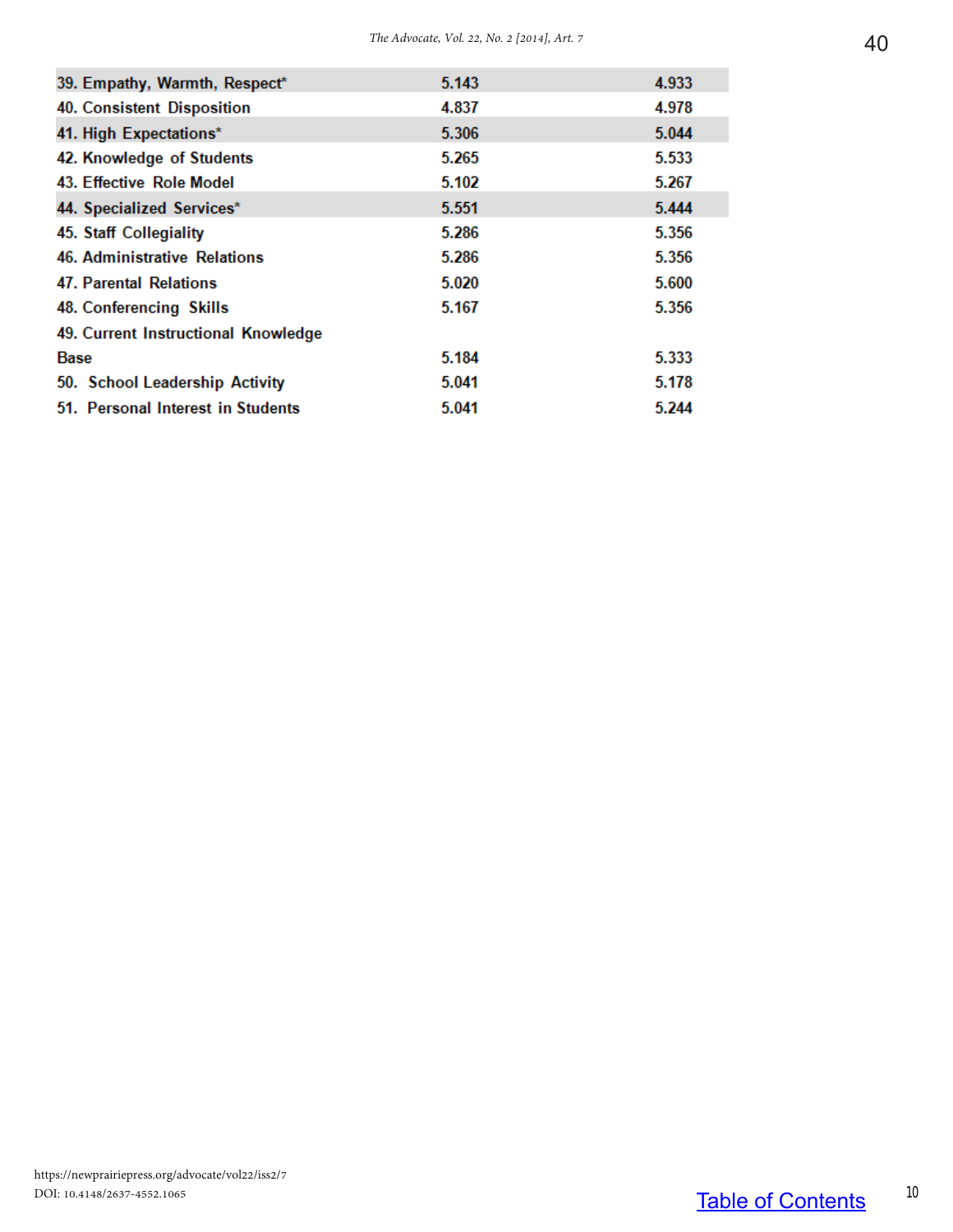| | | |
|---|---|---|
| 39. Empathy, Warmth, Respect* | 5.143 | 4.933 |
| 40. Consistent Disposition | 4.837 | 4.978 |
| 41. High Expectations* | 5.306 | 5.044 |
| 42. Knowledge of Students | 5.265 | 5.533 |
| 43. Effective Role Model | 5.102 | 5.267 |
| 44. Specialized Services* | 5.551 | 5.444 |
| 45. Staff Collegiality | 5.286 | 5.356 |
| 46. Administrative Relations | 5.286 | 5.356 |
| 47. Parental Relations | 5.020 | 5.600 |
| 48. Conferencing Skills | 5.167 | 5.356 |
| 49. Current Instructional Knowledge Base | 5.184 | 5.333 |
| 50. School Leadership Activity | 5.041 | 5.178 |
| 51. Personal Interest in Students | 5.041 | 5.244 |

Table of Contents